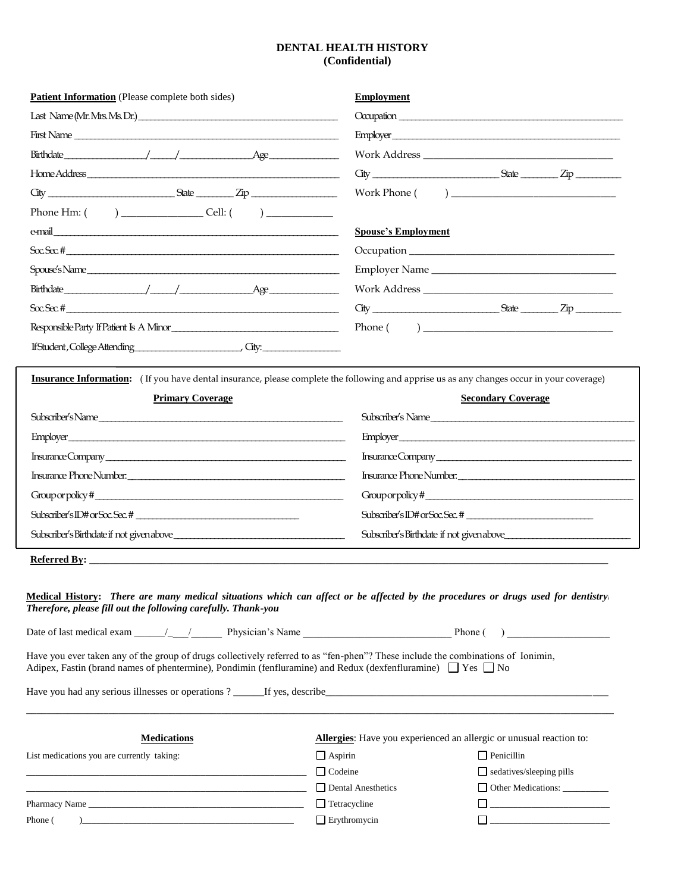# DENTAL HEALTH HISTORY
**(Confidential)**

**Patient Information** (Please complete both sides)

Last Name (Mr. Mrs. Ms. Dr.) ________________________________

First Name ________________________________

Birthdate ____________/_____/____________ Age ____________

Home Address ________________________________

City ____________________ State ________ Zip ____________

Phone Hm: (      ) ____________ Cell: (      ) __________

e-mail ________________________________

Soc. Sec. # ________________________________

Spouse's Name ________________________________

Birthdate ____________/_____/____________ Age ____________

Soc. Sec. # ________________________________

Responsible Party If Patient Is A Minor ________________________

If Student, College Attending ________________, City: ____________

**Employment**

Occupation ________________________________

Employer ________________________________

Work Address ________________________________

City ____________________ State ________ Zip ________

Work Phone (      ) ________________________

**Spouse's Employment**

Occupation ________________________________

Employer Name ________________________________

Work Address ________________________________

City ____________________ State ________ Zip ________

Phone (      ) ________________________

**Insurance Information:** ( If you have dental insurance, please complete the following and apprise us as any changes occur in your coverage)

| **Primary Coverage** | **Secondary Coverage** |
|---|---|
| Subscriber's Name ____________________ | Subscriber's Name ____________________ |
| Employer ____________________ | Employer ____________________ |
| Insurance Company ____________________ | Insurance Company ____________________ |
| Insurance Phone Number: ____________________ | Insurance Phone Number: ____________________ |
| Group or policy # ____________________ | Group or policy # ____________________ |
| Subscriber's ID# or Soc. Sec. # ____________________ | Subscriber's ID# or Soc. Sec. # ____________________ |
| Subscriber's Birthdate if not given above ____________________ | Subscriber's Birthdate if not given above ____________________ |

**Referred By:** ________________________________________________

**Medical History:** ***There are many medical situations which can affect or be affected by the procedures or drugs used for dentistry. Therefore, please fill out the following carefully. Thank-you***

Date of last medical exam ______/___/______ Physician's Name ____________________ Phone (      ) ____________

Have you ever taken any of the group of drugs collectively referred to as "fen-phen"? These include the combinations of Ionimin, Adipex, Fastin (brand names of phentermine), Pondimin (fenfluramine) and Redux (dexfenfluramine) ☐ Yes ☐ No

Have you had any serious illnesses or operations ? ______If yes, describe________________________________________

________________________________________________________________

**Medications**

List medications you are currently taking:

________________________________

________________________________

Pharmacy Name ________________________________

Phone (      ) ________________________________

**Allergies**: Have you experienced an allergic or unusual reaction to:

| | |
|---|---|
| ☐ Aspirin | ☐ Penicillin |
| ☐ Codeine | ☐ sedatives/sleeping pills |
| ☐ Dental Anesthetics | ☐ Other Medications: __________ |
| ☐ Tetracycline | ☐ ____________________ |
| ☐ Erythromycin | ☐ ____________________ |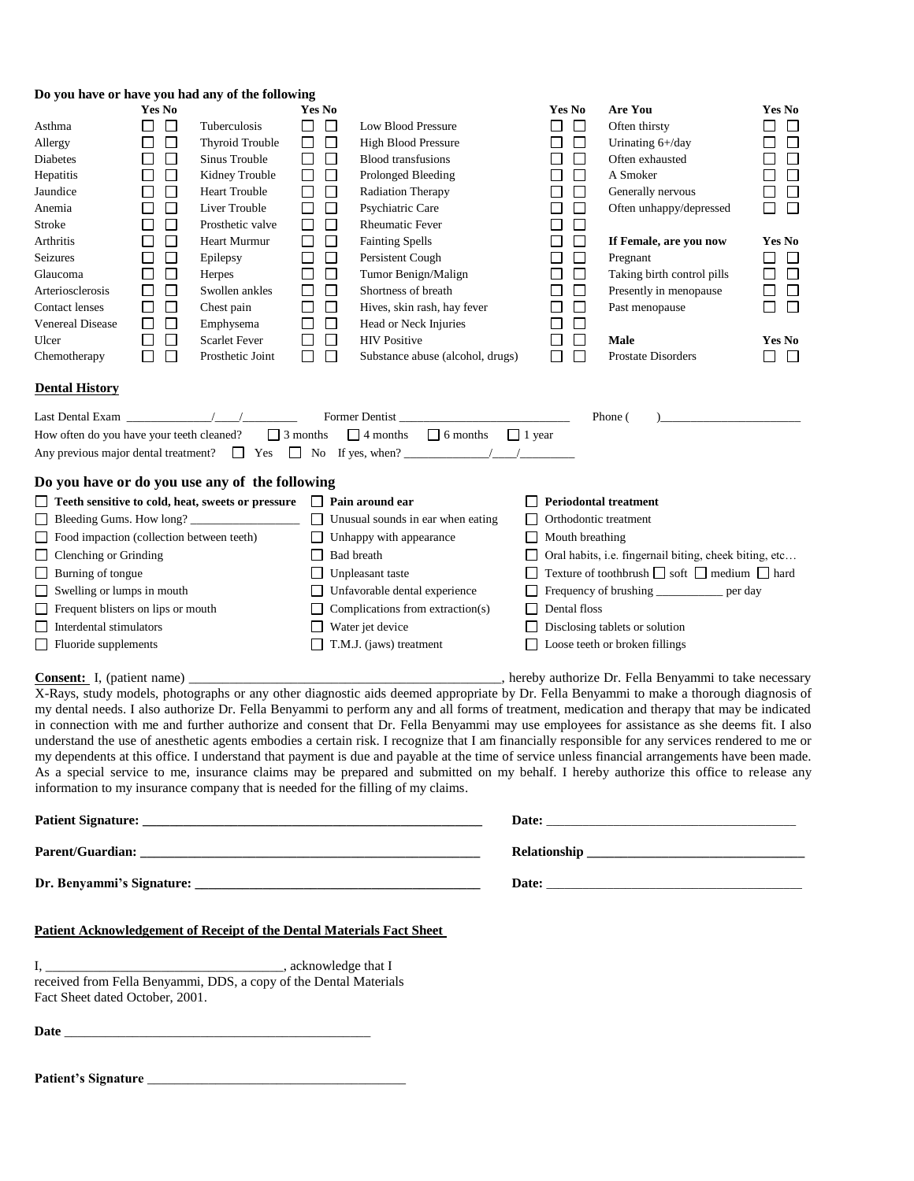**Do you have or have you had any of the following**

| | Yes | No | | Yes | No | | Yes | No | **Are You** | Yes | No |
|---|---|---|---|---|---|---|---|---|---|---|---|
| Asthma | ☐ | ☐ | Tuberculosis | ☐ | ☐ | Low Blood Pressure | ☐ | ☐ | Often thirsty | ☐ | ☐ |
| Allergy | ☐ | ☐ | Thyroid Trouble | ☐ | ☐ | High Blood Pressure | ☐ | ☐ | Urinating 6+/day | ☐ | ☐ |
| Diabetes | ☐ | ☐ | Sinus Trouble | ☐ | ☐ | Blood transfusions | ☐ | ☐ | Often exhausted | ☐ | ☐ |
| Hepatitis | ☐ | ☐ | Kidney Trouble | ☐ | ☐ | Prolonged Bleeding | ☐ | ☐ | A Smoker | ☐ | ☐ |
| Jaundice | ☐ | ☐ | Heart Trouble | ☐ | ☐ | Radiation Therapy | ☐ | ☐ | Generally nervous | ☐ | ☐ |
| Anemia | ☐ | ☐ | Liver Trouble | ☐ | ☐ | Psychiatric Care | ☐ | ☐ | Often unhappy/depressed | ☐ | ☐ |
| Stroke | ☐ | ☐ | Prosthetic valve | ☐ | ☐ | Rheumatic Fever | ☐ | ☐ | | | |
| Arthritis | ☐ | ☐ | Heart Murmur | ☐ | ☐ | Fainting Spells | ☐ | ☐ | **If Female, are you now** | **Yes** | **No** |
| Seizures | ☐ | ☐ | Epilepsy | ☐ | ☐ | Persistent Cough | ☐ | ☐ | Pregnant | ☐ | ☐ |
| Glaucoma | ☐ | ☐ | Herpes | ☐ | ☐ | Tumor Benign/Malign | ☐ | ☐ | Taking birth control pills | ☐ | ☐ |
| Arteriosclerosis | ☐ | ☐ | Swollen ankles | ☐ | ☐ | Shortness of breath | ☐ | ☐ | Presently in menopause | ☐ | ☐ |
| Contact lenses | ☐ | ☐ | Chest pain | ☐ | ☐ | Hives, skin rash, hay fever | ☐ | ☐ | Past menopause | ☐ | ☐ |
| Venereal Disease | ☐ | ☐ | Emphysema | ☐ | ☐ | Head or Neck Injuries | ☐ | ☐ | | | |
| Ulcer | ☐ | ☐ | Scarlet Fever | ☐ | ☐ | HIV Positive | ☐ | ☐ | **Male** | **Yes** | **No** |
| Chemotherapy | ☐ | ☐ | Prosthetic Joint | ☐ | ☐ | Substance abuse (alcohol, drugs) | ☐ | ☐ | Prostate Disorders | ☐ | ☐ |

**Dental History**

Last Dental Exam ______________/____/_________ Former Dentist ____________________________ Phone ( )______________________

How often do you have your teeth cleaned? ☐ 3 months ☐ 4 months ☐ 6 months ☐ 1 year

Any previous major dental treatment? ☐ Yes ☐ No If yes, when? ______________/____/_________

## Do you have or do you use any of the following

| | | |
|---|---|---|
| ☐ **Teeth sensitive to cold, heat, sweets or pressure** | ☐ **Pain around ear** | ☐ **Periodontal treatment** |
| ☐ Bleeding Gums. How long? _________________ | ☐ Unusual sounds in ear when eating | ☐ Orthodontic treatment |
| ☐ Food impaction (collection between teeth) | ☐ Unhappy with appearance | ☐ Mouth breathing |
| ☐ Clenching or Grinding | ☐ Bad breath | ☐ Oral habits, i.e. fingernail biting, cheek biting, etc… |
| ☐ Burning of tongue | ☐ Unpleasant taste | ☐ Texture of toothbrush ☐ soft ☐ medium ☐ hard |
| ☐ Swelling or lumps in mouth | ☐ Unfavorable dental experience | ☐ Frequency of brushing ___________ per day |
| ☐ Frequent blisters on lips or mouth | ☐ Complications from extraction(s) | ☐ Dental floss |
| ☐ Interdental stimulators | ☐ Water jet device | ☐ Disclosing tablets or solution |
| ☐ Fluoride supplements | ☐ T.M.J. (jaws) treatment | ☐ Loose teeth or broken fillings |

**Consent:** I, (patient name) _____________________________________________, hereby authorize Dr. Fella Benyammi to take necessary X-Rays, study models, photographs or any other diagnostic aids deemed appropriate by Dr. Fella Benyammi to make a thorough diagnosis of my dental needs. I also authorize Dr. Fella Benyammi to perform any and all forms of treatment, medication and therapy that may be indicated in connection with me and further authorize and consent that Dr. Fella Benyammi may use employees for assistance as she deems fit. I also understand the use of anesthetic agents embodies a certain risk. I recognize that I am financially responsible for any services rendered to me or my dependents at this office. I understand that payment is due and payable at the time of service unless financial arrangements have been made. As a special service to me, insurance claims may be prepared and submitted on my behalf. I hereby authorize this office to release any information to my insurance company that is needed for the filling of my claims.

**Patient Signature: ___________________________________________________** **Date:** _____________________________________

**Parent/Guardian: ___________________________________________________** **Relationship ________________________________**

**Dr. Benyammi's Signature: __________________________________________** **Date:** ______________________________________

**Patient Acknowledgement of Receipt of the Dental Materials Fact Sheet**

I, ___________________________________, acknowledge that I received from Fella Benyammi, DDS, a copy of the Dental Materials Fact Sheet dated October, 2001.

**Date** ______________________________________________

**Patient's Signature** ______________________________________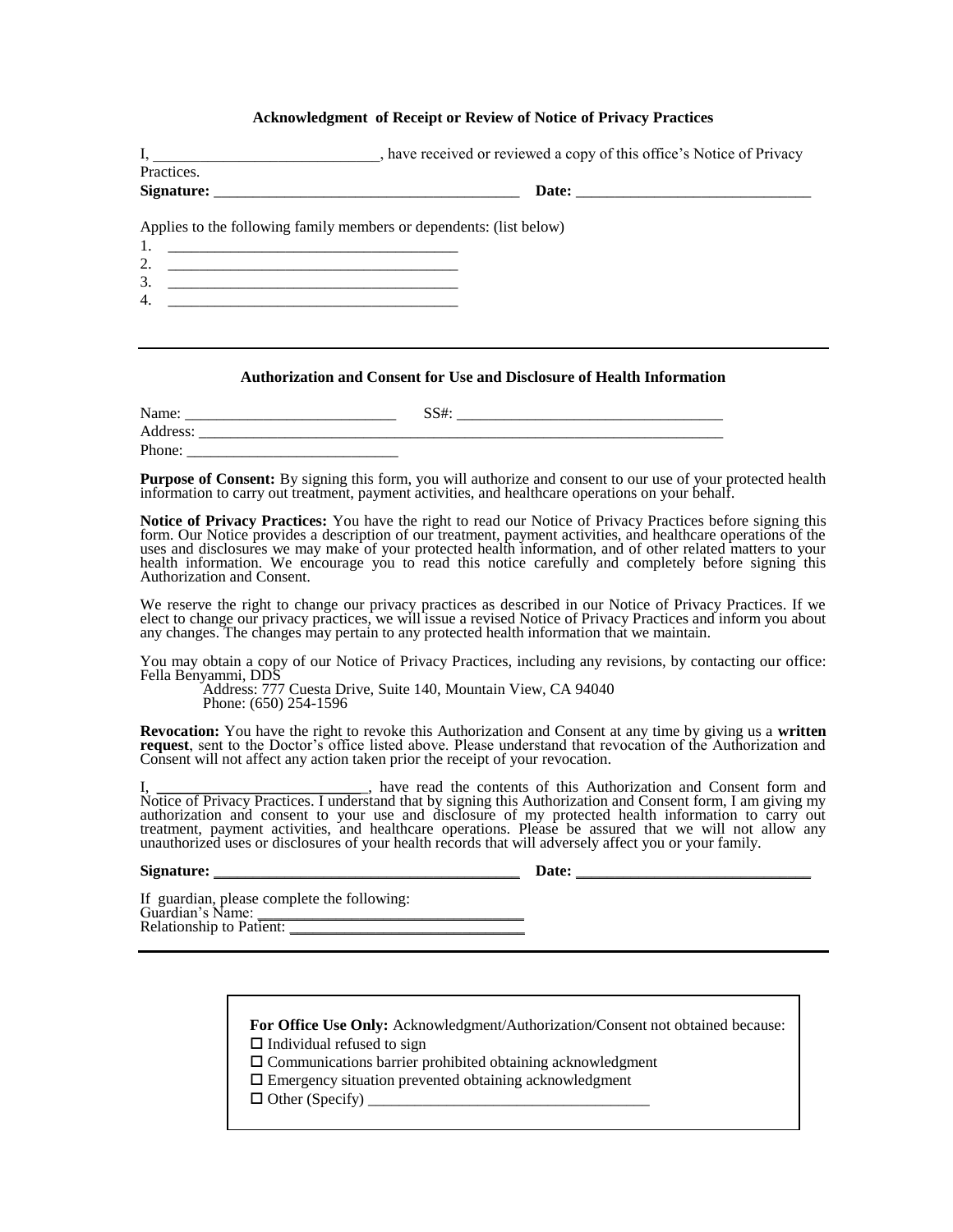### Acknowledgment of Receipt or Review of Notice of Privacy Practices

I, _____________________________, have received or reviewed a copy of this office's Notice of Privacy Practices.

**Signature:** ________________________________________ **Date:** ______________________________

Applies to the following family members or dependents: (list below)

1. ______________________________________
2. ______________________________________
3. ______________________________________
4. ______________________________________

---

### Authorization and Consent for Use and Disclosure of Health Information

Name: ____________________________ SS#: ___________________________________

Address: _________________________________________________________________________

Phone: ____________________________

**Purpose of Consent:** By signing this form, you will authorize and consent to our use of your protected health information to carry out treatment, payment activities, and healthcare operations on your behalf.

**Notice of Privacy Practices:** You have the right to read our Notice of Privacy Practices before signing this form. Our Notice provides a description of our treatment, payment activities, and healthcare operations of the uses and disclosures we may make of your protected health information, and of other related matters to your health information. We encourage you to read this notice carefully and completely before signing this Authorization and Consent.

We reserve the right to change our privacy practices as described in our Notice of Privacy Practices. If we elect to change our privacy practices, we will issue a revised Notice of Privacy Practices and inform you about any changes. The changes may pertain to any protected health information that we maintain.

You may obtain a copy of our Notice of Privacy Practices, including any revisions, by contacting our office:
Fella Benyammi, DDS
Address: 777 Cuesta Drive, Suite 140, Mountain View, CA 94040
Phone: (650) 254-1596

**Revocation:** You have the right to revoke this Authorization and Consent at any time by giving us a **written request**, sent to the Doctor's office listed above. Please understand that revocation of the Authorization and Consent will not affect any action taken prior the receipt of your revocation.

I, ____________________________, have read the contents of this Authorization and Consent form and Notice of Privacy Practices. I understand that by signing this Authorization and Consent form, I am giving my authorization and consent to your use and disclosure of my protected health information to carry out treatment, payment activities, and healthcare operations. Please be assured that we will not allow any unauthorized uses or disclosures of your health records that will adversely affect you or your family.

**Signature:** ________________________________________ **Date:** ______________________________

If guardian, please complete the following:
Guardian's Name: __________________________________
Relationship to Patient: ______________________________

---

**For Office Use Only:** Acknowledgment/Authorization/Consent not obtained because:

- ☐ Individual refused to sign
- ☐ Communications barrier prohibited obtaining acknowledgment
- ☐ Emergency situation prevented obtaining acknowledgment
- ☐ Other (Specify) ____________________________________